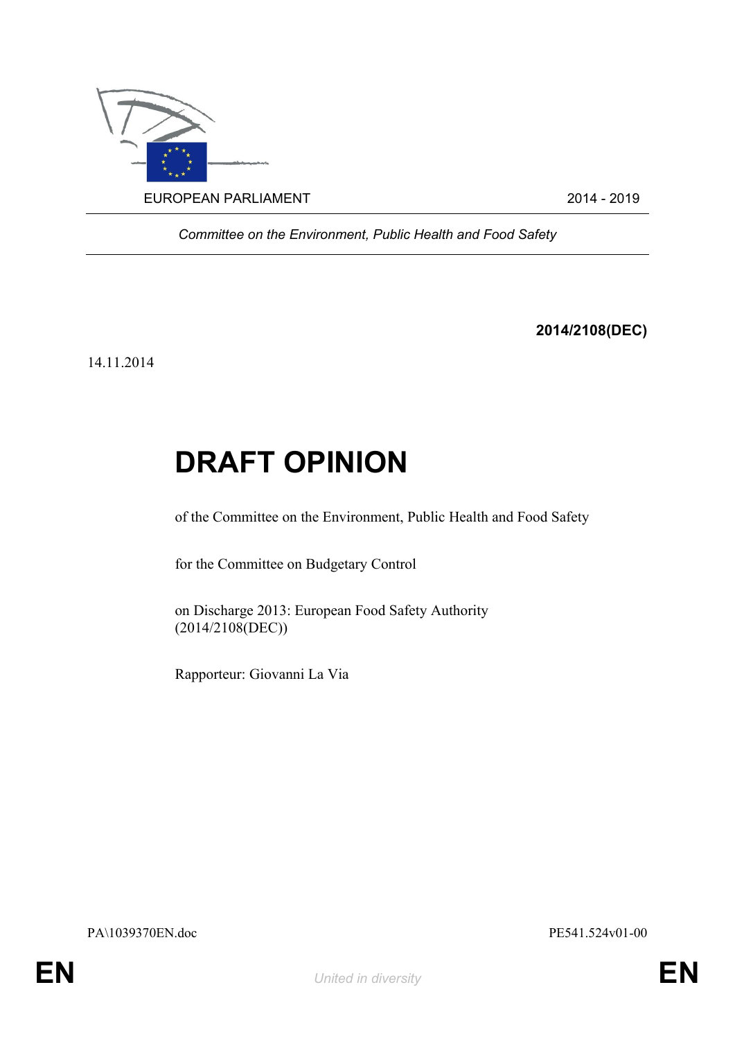EUROPEAN PARLIAMENT 2014 - 2019

*Committee on the Environment, Public Health and Food Safety*

**2014/2108(DEC)**

14.11.2014

# DRAFT OPINION

of the Committee on the Environment, Public Health and Food Safety

for the Committee on Budgetary Control

on Discharge 2013: European Food Safety Authority
(2014/2108(DEC))

Rapporteur: Giovanni La Via

PA\1039370EN.doc PE541.524v01-00

EN *United in diversity* EN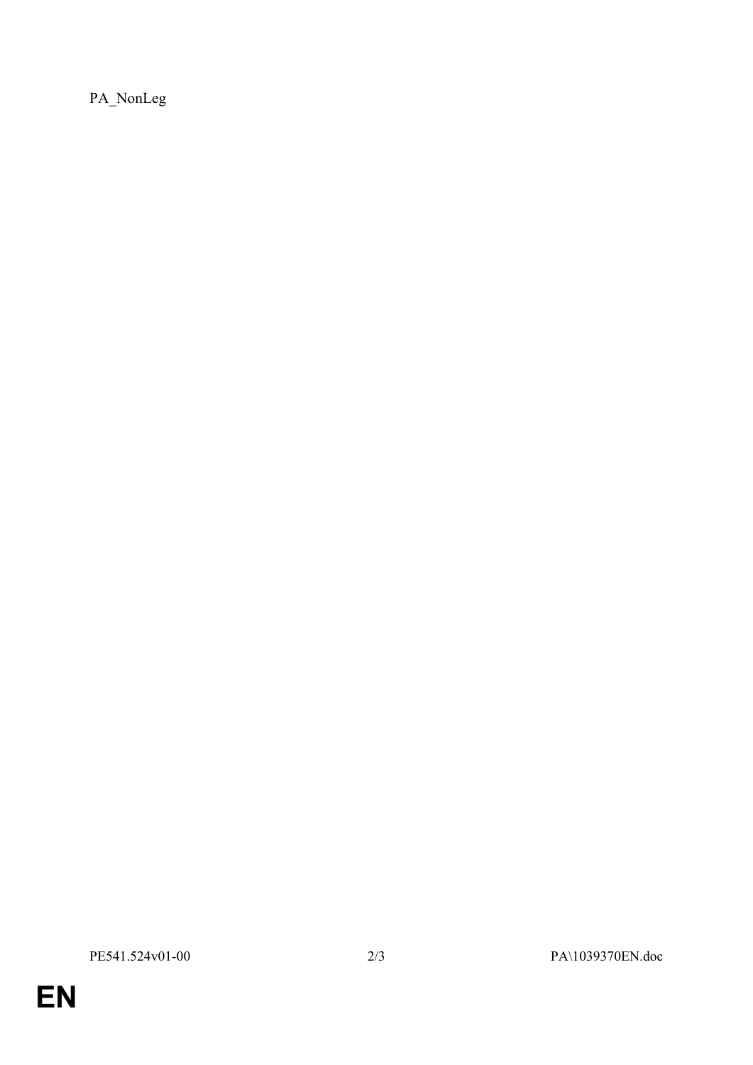PA_NonLeg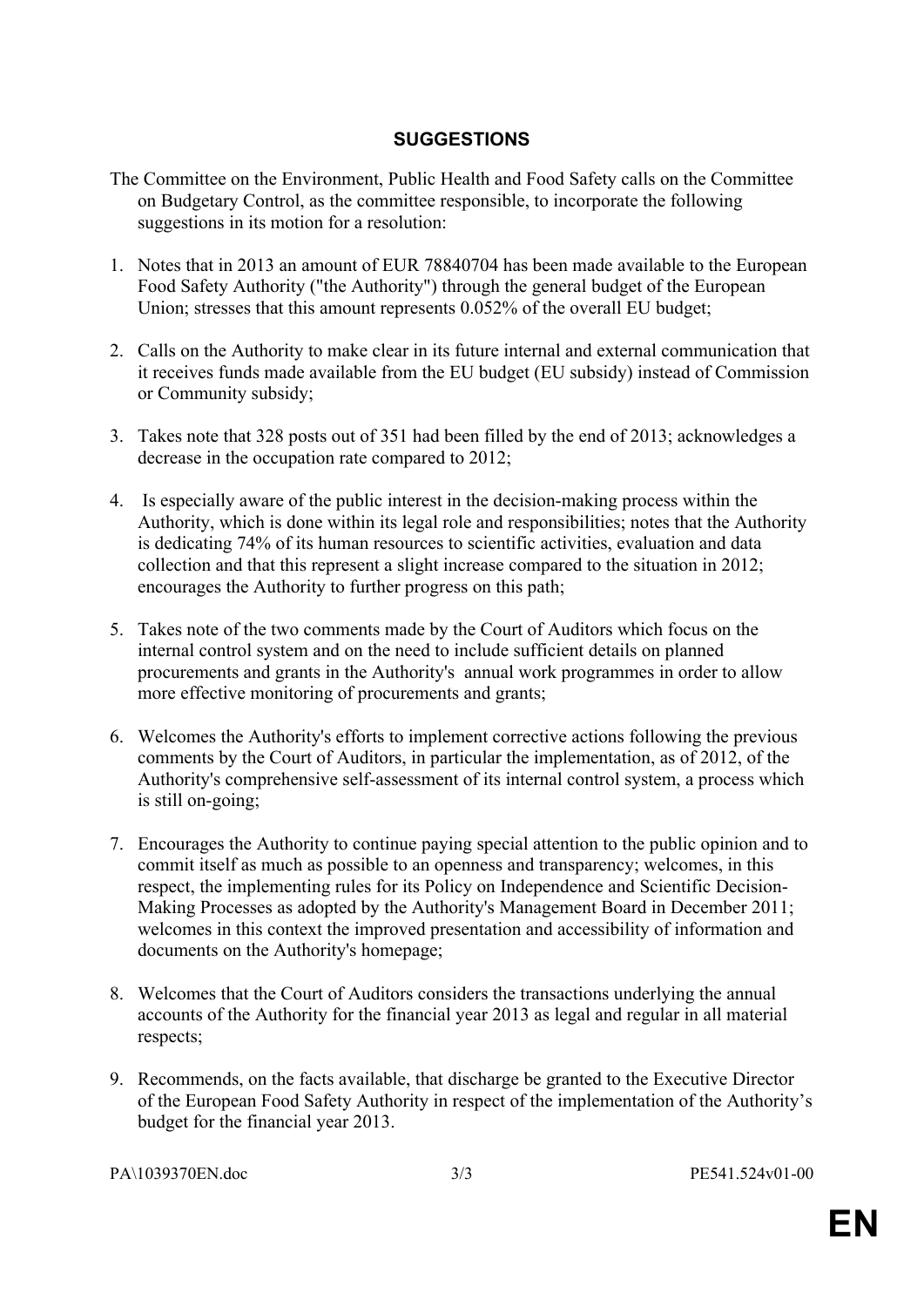## SUGGESTIONS

The Committee on the Environment, Public Health and Food Safety calls on the Committee on Budgetary Control, as the committee responsible, to incorporate the following suggestions in its motion for a resolution:

1. Notes that in 2013 an amount of EUR 78840704 has been made available to the European Food Safety Authority ("the Authority") through the general budget of the European Union; stresses that this amount represents 0.052% of the overall EU budget;

2. Calls on the Authority to make clear in its future internal and external communication that it receives funds made available from the EU budget (EU subsidy) instead of Commission or Community subsidy;

3. Takes note that 328 posts out of 351 had been filled by the end of 2013; acknowledges a decrease in the occupation rate compared to 2012;

4. Is especially aware of the public interest in the decision-making process within the Authority, which is done within its legal role and responsibilities; notes that the Authority is dedicating 74% of its human resources to scientific activities, evaluation and data collection and that this represent a slight increase compared to the situation in 2012; encourages the Authority to further progress on this path;

5. Takes note of the two comments made by the Court of Auditors which focus on the internal control system and on the need to include sufficient details on planned procurements and grants in the Authority's annual work programmes in order to allow more effective monitoring of procurements and grants;

6. Welcomes the Authority's efforts to implement corrective actions following the previous comments by the Court of Auditors, in particular the implementation, as of 2012, of the Authority's comprehensive self-assessment of its internal control system, a process which is still on-going;

7. Encourages the Authority to continue paying special attention to the public opinion and to commit itself as much as possible to an openness and transparency; welcomes, in this respect, the implementing rules for its Policy on Independence and Scientific Decision-Making Processes as adopted by the Authority's Management Board in December 2011; welcomes in this context the improved presentation and accessibility of information and documents on the Authority's homepage;

8. Welcomes that the Court of Auditors considers the transactions underlying the annual accounts of the Authority for the financial year 2013 as legal and regular in all material respects;

9. Recommends, on the facts available, that discharge be granted to the Executive Director of the European Food Safety Authority in respect of the implementation of the Authority's budget for the financial year 2013.